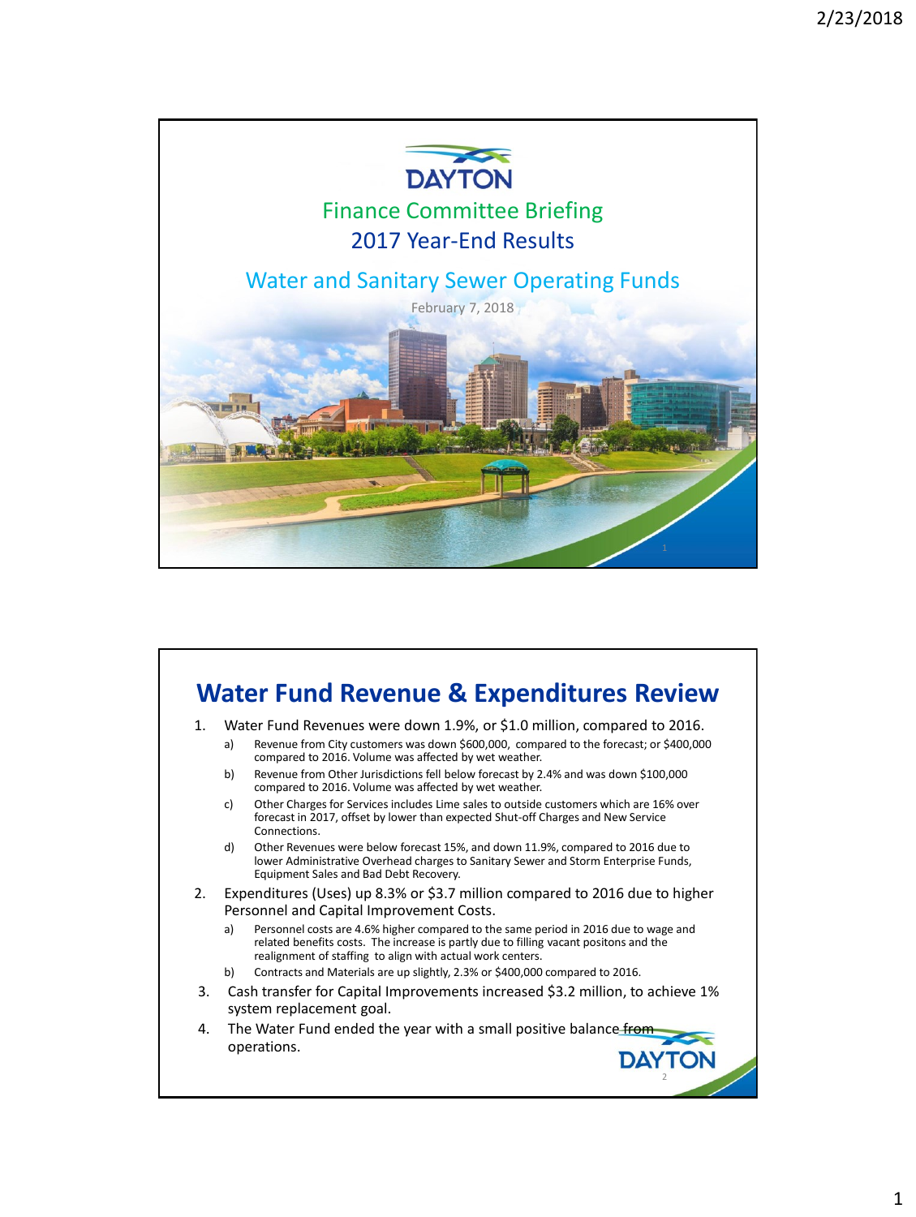DAYTON

# Finance Committee Briefing

## 2017 Year-End Results

## Water and Sanitary Sewer Operating Funds

February 7, 2018

# Water Fund Revenue & Expenditures Review

1. Water Fund Revenues were down 1.9%, or $1.0 million, compared to 2016.
   a) Revenue from City customers was down $600,000, compared to the forecast; or $400,000 compared to 2016. Volume was affected by wet weather.
   b) Revenue from Other Jurisdictions fell below forecast by 2.4% and was down $100,000 compared to 2016. Volume was affected by wet weather.
   c) Other Charges for Services includes Lime sales to outside customers which are 16% over forecast in 2017, offset by lower than expected Shut-off Charges and New Service Connections.
   d) Other Revenues were below forecast 15%, and down 11.9%, compared to 2016 due to lower Administrative Overhead charges to Sanitary Sewer and Storm Enterprise Funds, Equipment Sales and Bad Debt Recovery.
2. Expenditures (Uses) up 8.3% or $3.7 million compared to 2016 due to higher Personnel and Capital Improvement Costs.
   a) Personnel costs are 4.6% higher compared to the same period in 2016 due to wage and related benefits costs. The increase is partly due to filling vacant positons and the realignment of staffing to align with actual work centers.
   b) Contracts and Materials are up slightly, 2.3% or $400,000 compared to 2016.
3. Cash transfer for Capital Improvements increased $3.2 million, to achieve 1% system replacement goal.
4. The Water Fund ended the year with a small positive balance from operations.

DAYTON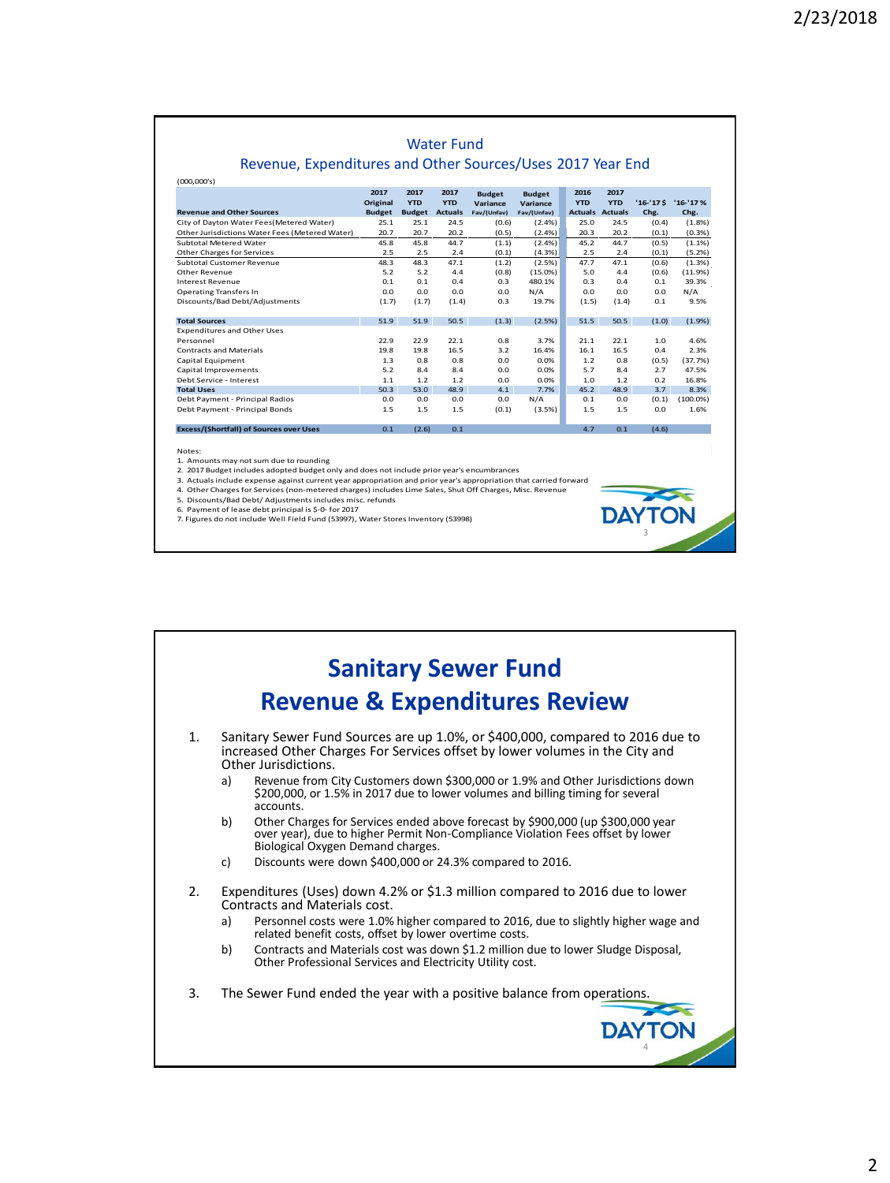## Water Fund

### Revenue, Expenditures and Other Sources/Uses 2017 Year End

(000,000's)

| Revenue and Other Sources | 2017 Original Budget | 2017 YTD Budget | 2017 YTD Actuals | Budget Variance Fav/(Unfav) | Budget Variance Fav/(Unfav) | 2016 YTD Actuals | 2017 YTD Actuals | '16-'17 $ Chg. | '16-'17 % Chg. |
|---|---|---|---|---|---|---|---|---|---|
| City of Dayton Water Fees(Metered Water) | 25.1 | 25.1 | 24.5 | (0.6) | (2.4%) | 25.0 | 24.5 | (0.4) | (1.8%) |
| Other Jurisdictions Water Fees (Metered Water) | 20.7 | 20.7 | 20.2 | (0.5) | (2.4%) | 20.3 | 20.2 | (0.1) | (0.3%) |
| Subtotal Metered Water | 45.8 | 45.8 | 44.7 | (1.1) | (2.4%) | 45.2 | 44.7 | (0.5) | (1.1%) |
| Other Charges for Services | 2.5 | 2.5 | 2.4 | (0.1) | (4.3%) | 2.5 | 2.4 | (0.1) | (5.2%) |
| Subtotal Customer Revenue | 48.3 | 48.3 | 47.1 | (1.2) | (2.5%) | 47.7 | 47.1 | (0.6) | (1.3%) |
| Other Revenue | 5.2 | 5.2 | 4.4 | (0.8) | (15.0%) | 5.0 | 4.4 | (0.6) | (11.9%) |
| Interest Revenue | 0.1 | 0.1 | 0.4 | 0.3 | 480.1% | 0.3 | 0.4 | 0.1 | 39.3% |
| Operating Transfers In | 0.0 | 0.0 | 0.0 | 0.0 | N/A | 0.0 | 0.0 | 0.0 | N/A |
| Discounts/Bad Debt/Adjustments | (1.7) | (1.7) | (1.4) | 0.3 | 19.7% | (1.5) | (1.4) | 0.1 | 9.5% |
| **Total Sources** | 51.9 | 51.9 | 50.5 | (1.3) | (2.5%) | 51.5 | 50.5 | (1.0) | (1.9%) |
| Expenditures and Other Uses | | | | | | | | | |
| Personnel | 22.9 | 22.9 | 22.1 | 0.8 | 3.7% | 21.1 | 22.1 | 1.0 | 4.6% |
| Contracts and Materials | 19.8 | 19.8 | 16.5 | 3.2 | 16.4% | 16.1 | 16.5 | 0.4 | 2.3% |
| Capital Equipment | 1.3 | 0.8 | 0.8 | 0.0 | 0.0% | 1.2 | 0.8 | (0.5) | (37.7%) |
| Capital Improvements | 5.2 | 8.4 | 8.4 | 0.0 | 0.0% | 5.7 | 8.4 | 2.7 | 47.5% |
| Debt Service - Interest | 1.1 | 1.2 | 1.2 | 0.0 | 0.0% | 1.0 | 1.2 | 0.2 | 16.8% |
| **Total Uses** | 50.3 | 53.0 | 48.9 | 4.1 | 7.7% | 45.2 | 48.9 | 3.7 | 8.3% |
| Debt Payment - Principal Radios | 0.0 | 0.0 | 0.0 | 0.0 | N/A | 0.1 | 0.0 | (0.1) | (100.0%) |
| Debt Payment - Principal Bonds | 1.5 | 1.5 | 1.5 | (0.1) | (3.5%) | 1.5 | 1.5 | 0.0 | 1.6% |
| **Excess/(Shortfall) of Sources over Uses** | 0.1 | (2.6) | 0.1 | | | 4.7 | 0.1 | (4.6) | |

Notes:
1. Amounts may not sum due to rounding
2. 2017 Budget includes adopted budget only and does not include prior year's encumbrances
3. Actuals include expense against current year appropriation and prior year's appropriation that carried forward
4. Other Charges for Services (non-metered charges) includes Lime Sales, Shut Off Charges, Misc. Revenue
5. Discounts/Bad Debt/ Adjustments includes misc. refunds
6. Payment of lease debt principal is $-0- for 2017
7. Figures do not include Well Field Fund (53997), Water Stores Inventory (53998)

DAYTON

## Sanitary Sewer Fund
## Revenue & Expenditures Review

1. Sanitary Sewer Fund Sources are up 1.0%, or $400,000, compared to 2016 due to increased Other Charges For Services offset by lower volumes in the City and Other Jurisdictions.
   a) Revenue from City Customers down $300,000 or 1.9% and Other Jurisdictions down $200,000, or 1.5% in 2017 due to lower volumes and billing timing for several accounts.
   b) Other Charges for Services ended above forecast by $900,000 (up $300,000 year over year), due to higher Permit Non-Compliance Violation Fees offset by lower Biological Oxygen Demand charges.
   c) Discounts were down $400,000 or 24.3% compared to 2016.
2. Expenditures (Uses) down 4.2% or $1.3 million compared to 2016 due to lower Contracts and Materials cost.
   a) Personnel costs were 1.0% higher compared to 2016, due to slightly higher wage and related benefit costs, offset by lower overtime costs.
   b) Contracts and Materials cost was down $1.2 million due to lower Sludge Disposal, Other Professional Services and Electricity Utility cost.
3. The Sewer Fund ended the year with a positive balance from operations.

DAYTON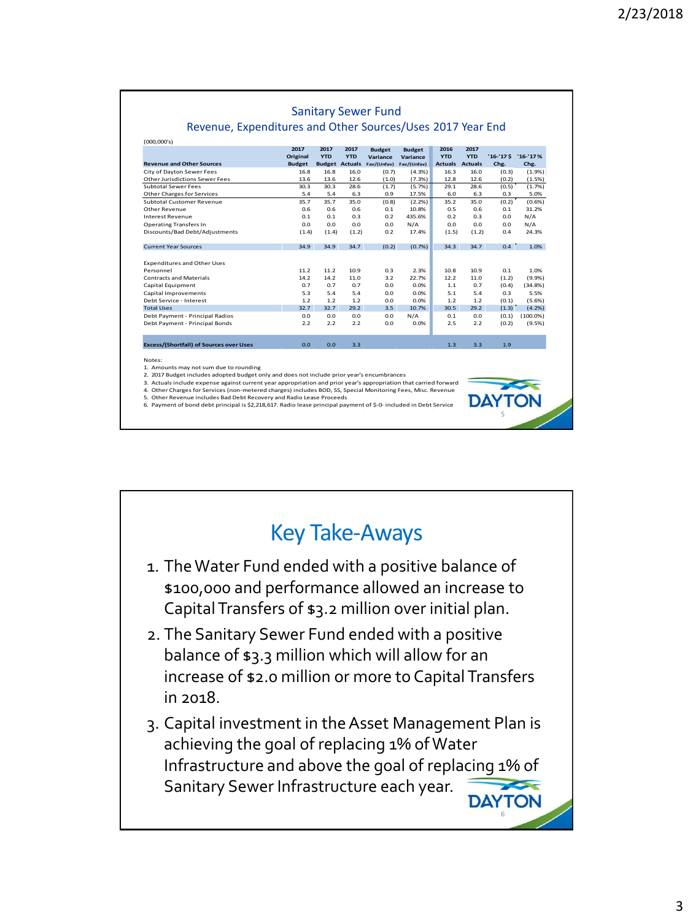## Sanitary Sewer Fund
## Revenue, Expenditures and Other Sources/Uses 2017 Year End

(000,000's)

| Revenue and Other Sources | 2017 Original Budget | 2017 YTD Budget | 2017 YTD Actuals | Budget Variance Fav/(Unfav) | Budget Variance Fav/(Unfav) | 2016 YTD Actuals | 2017 YTD Actuals | '16-'17 $ Chg. | '16-'17 % Chg. |
|---|---|---|---|---|---|---|---|---|---|
| City of Dayton Sewer Fees | 16.8 | 16.8 | 16.0 | (0.7) | (4.3%) | 16.3 | 16.0 | (0.3) | (1.9%) |
| Other Jurisdictions Sewer Fees | 13.6 | 13.6 | 12.6 | (1.0) | (7.3%) | 12.8 | 12.6 | (0.2) | (1.5%) |
| Subtotal Sewer Fees | 30.3 | 30.3 | 28.6 | (1.7) | (5.7%) | 29.1 | 28.6 | (0.5) | (1.7%) |
| Other Charges for Services | 5.4 | 5.4 | 6.3 | 0.9 | 17.5% | 6.0 | 6.3 | 0.3 | 5.0% |
| Subtotal Customer Revenue | 35.7 | 35.7 | 35.0 | (0.8) | (2.2%) | 35.2 | 35.0 | (0.2) | (0.6%) |
| Other Revenue | 0.6 | 0.6 | 0.6 | 0.1 | 10.8% | 0.5 | 0.6 | 0.1 | 31.2% |
| Interest Revenue | 0.1 | 0.1 | 0.3 | 0.2 | 435.6% | 0.2 | 0.3 | 0.0 | N/A |
| Operating Transfers In | 0.0 | 0.0 | 0.0 | 0.0 | N/A | 0.0 | 0.0 | 0.0 | N/A |
| Discounts/Bad Debt/Adjustments | (1.4) | (1.4) | (1.2) | 0.2 | 17.4% | (1.5) | (1.2) | 0.4 | 24.3% |
| Current Year Sources | 34.9 | 34.9 | 34.7 | (0.2) | (0.7%) | 34.3 | 34.7 | 0.4 | 1.0% |
| Expenditures and Other Uses | | | | | | | | | |
| Personnel | 11.2 | 11.2 | 10.9 | 0.3 | 2.3% | 10.8 | 10.9 | 0.1 | 1.0% |
| Contracts and Materials | 14.2 | 14.2 | 11.0 | 3.2 | 22.7% | 12.2 | 11.0 | (1.2) | (9.9%) |
| Capital Equipment | 0.7 | 0.7 | 0.7 | 0.0 | 0.0% | 1.1 | 0.7 | (0.4) | (34.8%) |
| Capital Improvements | 5.3 | 5.4 | 5.4 | 0.0 | 0.0% | 5.1 | 5.4 | 0.3 | 5.5% |
| Debt Service - Interest | 1.2 | 1.2 | 1.2 | 0.0 | 0.0% | 1.2 | 1.2 | (0.1) | (5.6%) |
| Total Uses | 32.7 | 32.7 | 29.2 | 3.5 | 10.7% | 30.5 | 29.2 | (1.3) | (4.2%) |
| Debt Payment - Principal Radios | 0.0 | 0.0 | 0.0 | 0.0 | N/A | 0.1 | 0.0 | (0.1) | (100.0%) |
| Debt Payment - Principal Bonds | 2.2 | 2.2 | 2.2 | 0.0 | 0.0% | 2.5 | 2.2 | (0.2) | (9.5%) |
| Excess/(Shortfall) of Sources over Uses | 0.0 | 0.0 | 3.3 | | | 1.3 | 3.3 | 1.9 | |

Notes:
1. Amounts may not sum due to rounding
2. 2017 Budget includes adopted budget only and does not include prior year's encumbrances
3. Actuals include expense against current year appropriation and prior year's appropriation that carried forward
4. Other Charges for Services (non-metered charges) includes BOD, SS, Special Monitoring Fees, Misc. Revenue
5. Other Revenue includes Bad Debt Recovery and Radio Lease Proceeds
6. Payment of bond debt principal is $2,218,617. Radio lease principal payment of $-0- included in Debt Service

DAYTON

## Key Take-Aways

1. The Water Fund ended with a positive balance of $100,000 and performance allowed an increase to Capital Transfers of $3.2 million over initial plan.
2. The Sanitary Sewer Fund ended with a positive balance of $3.3 million which will allow for an increase of $2.0 million or more to Capital Transfers in 2018.
3. Capital investment in the Asset Management Plan is achieving the goal of replacing 1% of Water Infrastructure and above the goal of replacing 1% of Sanitary Sewer Infrastructure each year.

DAYTON